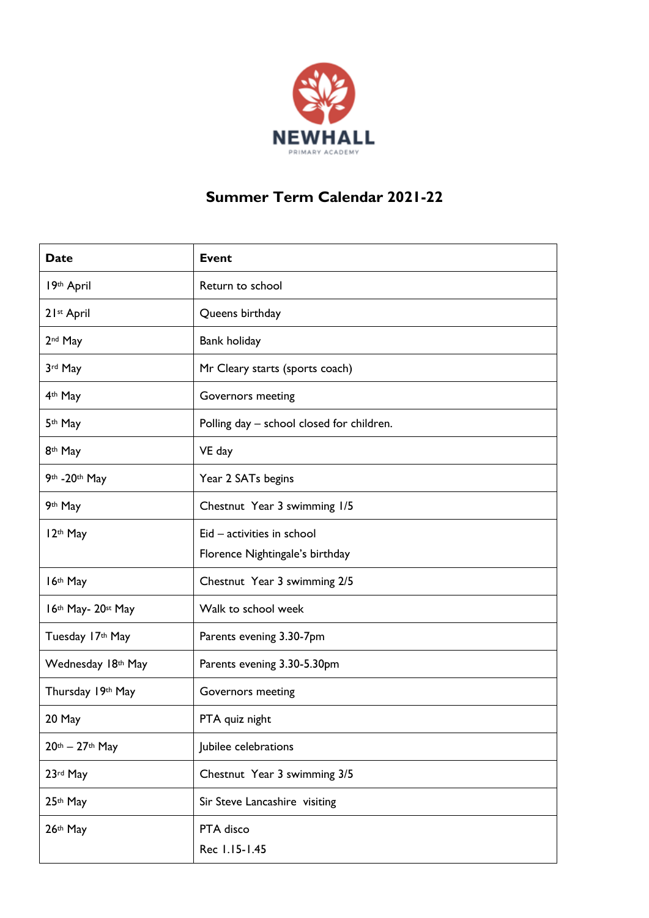NEWHALL

PRIMARY ACADEMY

# Summer Term Calendar 2021-22

| Date | Event |
|---|---|
| 19th April | Return to school |
| 21st April | Queens birthday |
| 2nd May | Bank holiday |
| 3rd May | Mr Cleary starts (sports coach) |
| 4th May | Governors meeting |
| 5th May | Polling day – school closed for children. |
| 8th May | VE day |
| 9th -20th May | Year 2 SATs begins |
| 9th May | Chestnut Year 3 swimming 1/5 |
| 12th May | Eid – activities in school<br>Florence Nightingale's birthday |
| 16th May | Chestnut Year 3 swimming 2/5 |
| 16th May- 20st May | Walk to school week |
| Tuesday 17th May | Parents evening 3.30-7pm |
| Wednesday 18th May | Parents evening 3.30-5.30pm |
| Thursday 19th May | Governors meeting |
| 20 May | PTA quiz night |
| 20th – 27th May | Jubilee celebrations |
| 23rd May | Chestnut Year 3 swimming 3/5 |
| 25th May | Sir Steve Lancashire visiting |
| 26th May | PTA disco<br>Rec 1.15-1.45 |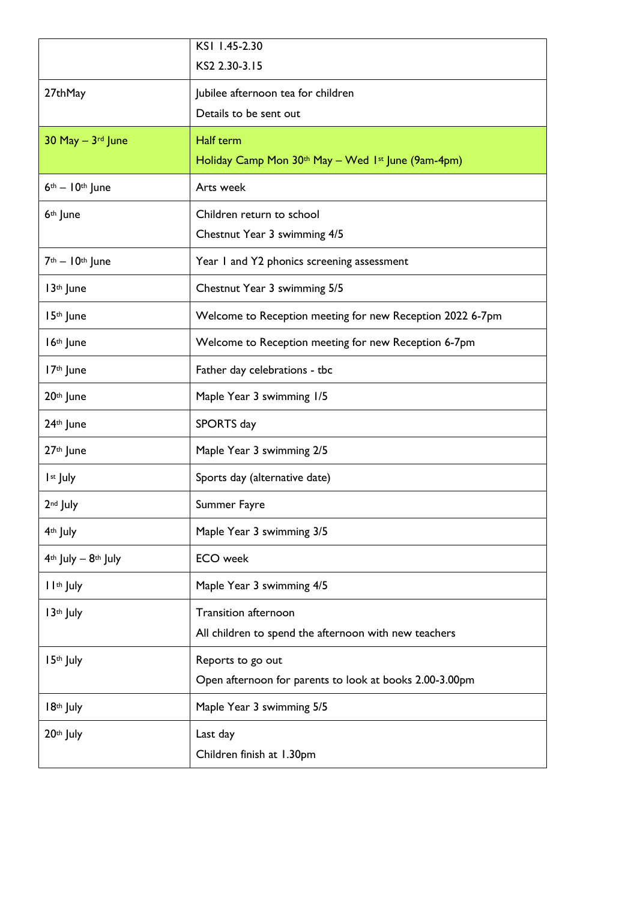| | |
|---|---|
| | KS1 1.45-2.30<br>KS2 2.30-3.15 |
| 27thMay | Jubilee afternoon tea for children<br>Details to be sent out |
| 30 May – 3rd June | Half term<br>Holiday Camp Mon 30th May – Wed 1st June (9am-4pm) |
| 6th – 10th June | Arts week |
| 6th June | Children return to school<br>Chestnut Year 3 swimming 4/5 |
| 7th – 10th June | Year 1 and Y2 phonics screening assessment |
| 13th June | Chestnut Year 3 swimming 5/5 |
| 15th June | Welcome to Reception meeting for new Reception 2022 6-7pm |
| 16th June | Welcome to Reception meeting for new Reception 6-7pm |
| 17th June | Father day celebrations - tbc |
| 20th June | Maple Year 3 swimming 1/5 |
| 24th June | SPORTS day |
| 27th June | Maple Year 3 swimming 2/5 |
| 1st July | Sports day (alternative date) |
| 2nd July | Summer Fayre |
| 4th July | Maple Year 3 swimming 3/5 |
| 4th July – 8th July | ECO week |
| 11th July | Maple Year 3 swimming 4/5 |
| 13th July | Transition afternoon<br>All children to spend the afternoon with new teachers |
| 15th July | Reports to go out<br>Open afternoon for parents to look at books 2.00-3.00pm |
| 18th July | Maple Year 3 swimming 5/5 |
| 20th July | Last day<br>Children finish at 1.30pm |